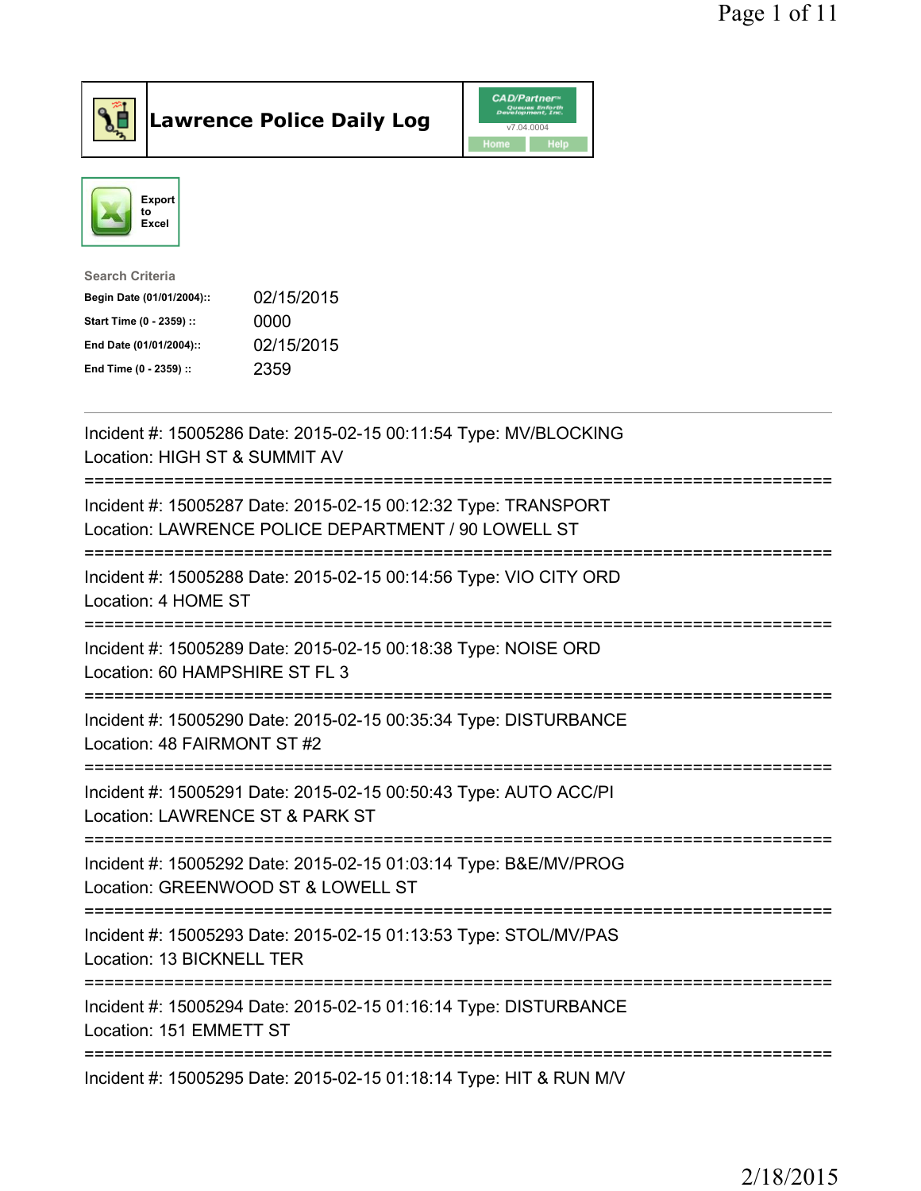# Lawrence Police Daily Log

Export to Excel

**Search Criteria**

| | |
|---|---|
| Begin Date (01/01/2004):: | 02/15/2015 |
| Start Time (0 - 2359) :: | 0000 |
| End Date (01/01/2004):: | 02/15/2015 |
| End Time (0 - 2359) :: | 2359 |

---

Incident #: 15005286 Date: 2015-02-15 00:11:54 Type: MV/BLOCKING
Location: HIGH ST & SUMMIT AV

===========================================================================

Incident #: 15005287 Date: 2015-02-15 00:12:32 Type: TRANSPORT
Location: LAWRENCE POLICE DEPARTMENT / 90 LOWELL ST

===========================================================================

Incident #: 15005288 Date: 2015-02-15 00:14:56 Type: VIO CITY ORD
Location: 4 HOME ST

===========================================================================

Incident #: 15005289 Date: 2015-02-15 00:18:38 Type: NOISE ORD
Location: 60 HAMPSHIRE ST FL 3

===========================================================================

Incident #: 15005290 Date: 2015-02-15 00:35:34 Type: DISTURBANCE
Location: 48 FAIRMONT ST #2

===========================================================================

Incident #: 15005291 Date: 2015-02-15 00:50:43 Type: AUTO ACC/PI
Location: LAWRENCE ST & PARK ST

===========================================================================

Incident #: 15005292 Date: 2015-02-15 01:03:14 Type: B&E/MV/PROG
Location: GREENWOOD ST & LOWELL ST

===========================================================================

Incident #: 15005293 Date: 2015-02-15 01:13:53 Type: STOL/MV/PAS
Location: 13 BICKNELL TER

===========================================================================

Incident #: 15005294 Date: 2015-02-15 01:16:14 Type: DISTURBANCE
Location: 151 EMMETT ST

===========================================================================

Incident #: 15005295 Date: 2015-02-15 01:18:14 Type: HIT & RUN M/V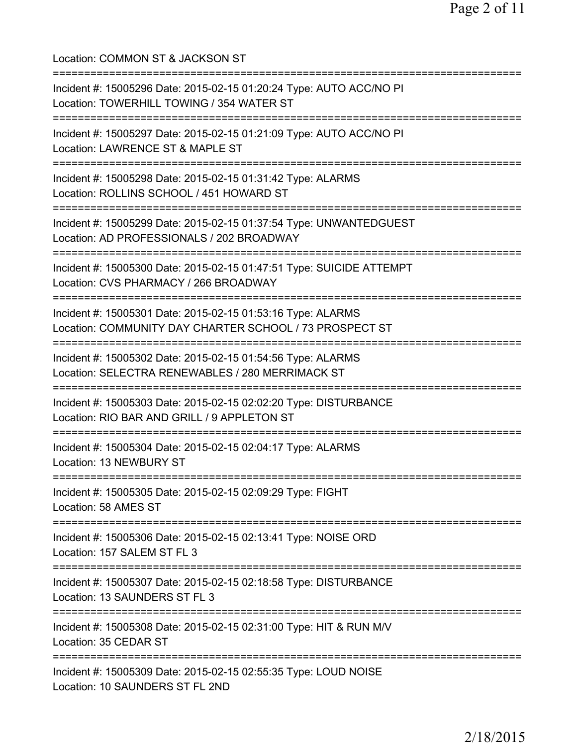Location: COMMON ST & JACKSON ST

===========================================================================

Incident #: 15005296 Date: 2015-02-15 01:20:24 Type: AUTO ACC/NO PI
Location: TOWERHILL TOWING / 354 WATER ST

===========================================================================

Incident #: 15005297 Date: 2015-02-15 01:21:09 Type: AUTO ACC/NO PI
Location: LAWRENCE ST & MAPLE ST

===========================================================================

Incident #: 15005298 Date: 2015-02-15 01:31:42 Type: ALARMS
Location: ROLLINS SCHOOL / 451 HOWARD ST

===========================================================================

Incident #: 15005299 Date: 2015-02-15 01:37:54 Type: UNWANTEDGUEST
Location: AD PROFESSIONALS / 202 BROADWAY

===========================================================================

Incident #: 15005300 Date: 2015-02-15 01:47:51 Type: SUICIDE ATTEMPT
Location: CVS PHARMACY / 266 BROADWAY

===========================================================================

Incident #: 15005301 Date: 2015-02-15 01:53:16 Type: ALARMS
Location: COMMUNITY DAY CHARTER SCHOOL / 73 PROSPECT ST

===========================================================================

Incident #: 15005302 Date: 2015-02-15 01:54:56 Type: ALARMS
Location: SELECTRA RENEWABLES / 280 MERRIMACK ST

===========================================================================

Incident #: 15005303 Date: 2015-02-15 02:02:20 Type: DISTURBANCE
Location: RIO BAR AND GRILL / 9 APPLETON ST

===========================================================================

Incident #: 15005304 Date: 2015-02-15 02:04:17 Type: ALARMS
Location: 13 NEWBURY ST

===========================================================================

Incident #: 15005305 Date: 2015-02-15 02:09:29 Type: FIGHT
Location: 58 AMES ST

===========================================================================

Incident #: 15005306 Date: 2015-02-15 02:13:41 Type: NOISE ORD
Location: 157 SALEM ST FL 3

===========================================================================

Incident #: 15005307 Date: 2015-02-15 02:18:58 Type: DISTURBANCE
Location: 13 SAUNDERS ST FL 3

===========================================================================

Incident #: 15005308 Date: 2015-02-15 02:31:00 Type: HIT & RUN M/V
Location: 35 CEDAR ST

===========================================================================

Incident #: 15005309 Date: 2015-02-15 02:55:35 Type: LOUD NOISE
Location: 10 SAUNDERS ST FL 2ND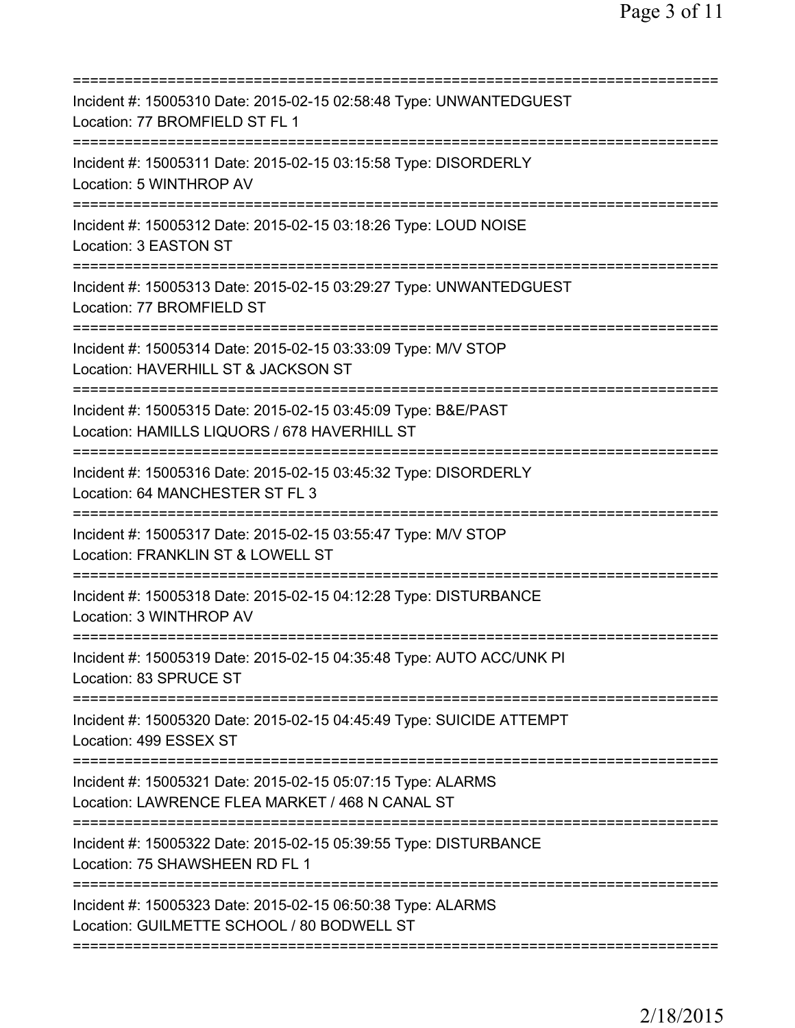Incident #: 15005310 Date: 2015-02-15 02:58:48 Type: UNWANTEDGUEST
Location: 77 BROMFIELD ST FL 1

Incident #: 15005311 Date: 2015-02-15 03:15:58 Type: DISORDERLY
Location: 5 WINTHROP AV

Incident #: 15005312 Date: 2015-02-15 03:18:26 Type: LOUD NOISE
Location: 3 EASTON ST

Incident #: 15005313 Date: 2015-02-15 03:29:27 Type: UNWANTEDGUEST
Location: 77 BROMFIELD ST

Incident #: 15005314 Date: 2015-02-15 03:33:09 Type: M/V STOP
Location: HAVERHILL ST & JACKSON ST

Incident #: 15005315 Date: 2015-02-15 03:45:09 Type: B&E/PAST
Location: HAMILLS LIQUORS / 678 HAVERHILL ST

Incident #: 15005316 Date: 2015-02-15 03:45:32 Type: DISORDERLY
Location: 64 MANCHESTER ST FL 3

Incident #: 15005317 Date: 2015-02-15 03:55:47 Type: M/V STOP
Location: FRANKLIN ST & LOWELL ST

Incident #: 15005318 Date: 2015-02-15 04:12:28 Type: DISTURBANCE
Location: 3 WINTHROP AV

Incident #: 15005319 Date: 2015-02-15 04:35:48 Type: AUTO ACC/UNK PI
Location: 83 SPRUCE ST

Incident #: 15005320 Date: 2015-02-15 04:45:49 Type: SUICIDE ATTEMPT
Location: 499 ESSEX ST

Incident #: 15005321 Date: 2015-02-15 05:07:15 Type: ALARMS
Location: LAWRENCE FLEA MARKET / 468 N CANAL ST

Incident #: 15005322 Date: 2015-02-15 05:39:55 Type: DISTURBANCE
Location: 75 SHAWSHEEN RD FL 1

Incident #: 15005323 Date: 2015-02-15 06:50:38 Type: ALARMS
Location: GUILMETTE SCHOOL / 80 BODWELL ST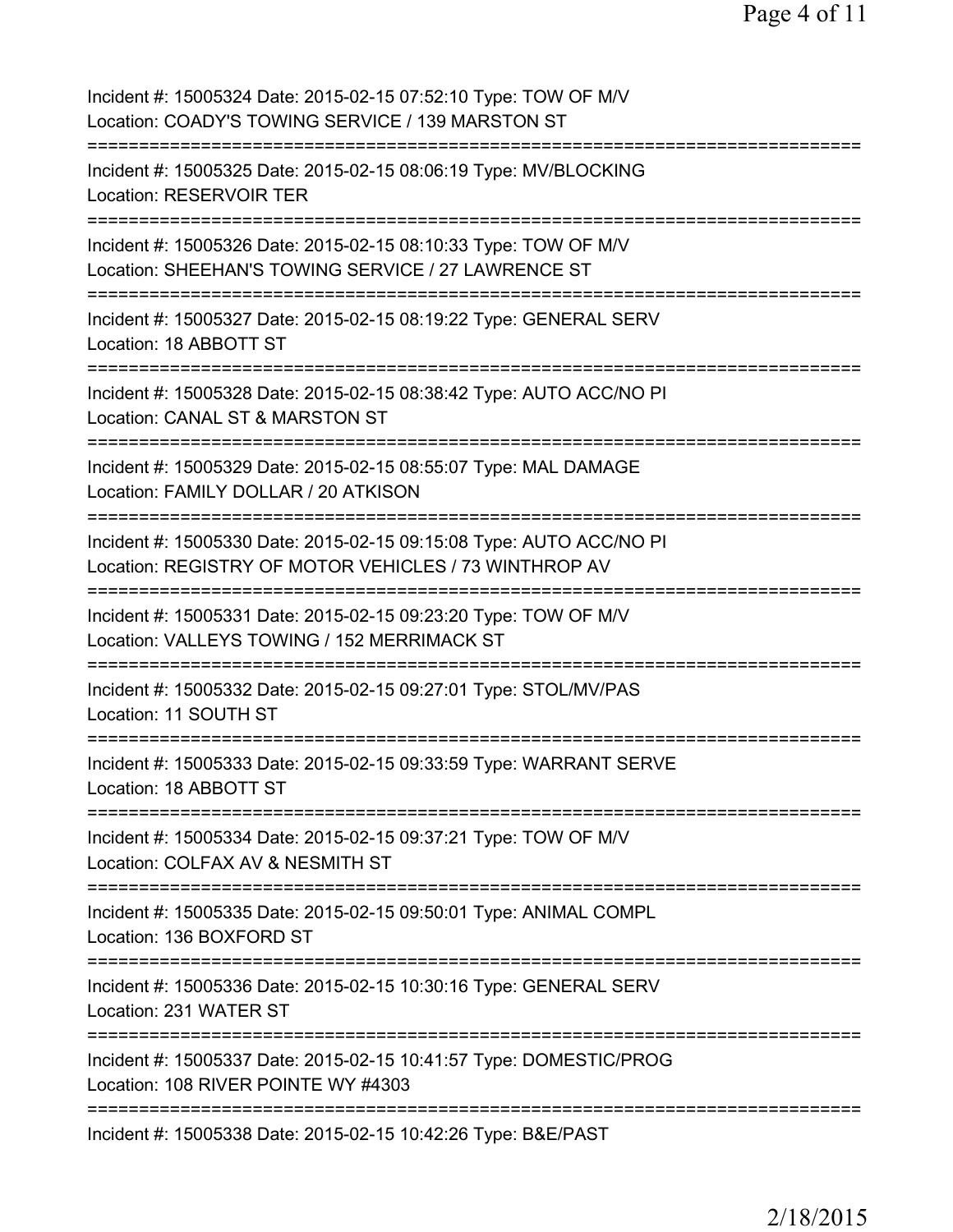Incident #: 15005324 Date: 2015-02-15 07:52:10 Type: TOW OF M/V
Location: COADY'S TOWING SERVICE / 139 MARSTON ST

===========================================================================

Incident #: 15005325 Date: 2015-02-15 08:06:19 Type: MV/BLOCKING
Location: RESERVOIR TER

===========================================================================

Incident #: 15005326 Date: 2015-02-15 08:10:33 Type: TOW OF M/V
Location: SHEEHAN'S TOWING SERVICE / 27 LAWRENCE ST

===========================================================================

Incident #: 15005327 Date: 2015-02-15 08:19:22 Type: GENERAL SERV
Location: 18 ABBOTT ST

===========================================================================

Incident #: 15005328 Date: 2015-02-15 08:38:42 Type: AUTO ACC/NO PI
Location: CANAL ST & MARSTON ST

===========================================================================

Incident #: 15005329 Date: 2015-02-15 08:55:07 Type: MAL DAMAGE
Location: FAMILY DOLLAR / 20 ATKISON

===========================================================================

Incident #: 15005330 Date: 2015-02-15 09:15:08 Type: AUTO ACC/NO PI
Location: REGISTRY OF MOTOR VEHICLES / 73 WINTHROP AV

===========================================================================

Incident #: 15005331 Date: 2015-02-15 09:23:20 Type: TOW OF M/V
Location: VALLEYS TOWING / 152 MERRIMACK ST

===========================================================================

Incident #: 15005332 Date: 2015-02-15 09:27:01 Type: STOL/MV/PAS
Location: 11 SOUTH ST

===========================================================================

Incident #: 15005333 Date: 2015-02-15 09:33:59 Type: WARRANT SERVE
Location: 18 ABBOTT ST

===========================================================================

Incident #: 15005334 Date: 2015-02-15 09:37:21 Type: TOW OF M/V
Location: COLFAX AV & NESMITH ST

===========================================================================

Incident #: 15005335 Date: 2015-02-15 09:50:01 Type: ANIMAL COMPL
Location: 136 BOXFORD ST

===========================================================================

Incident #: 15005336 Date: 2015-02-15 10:30:16 Type: GENERAL SERV
Location: 231 WATER ST

===========================================================================

Incident #: 15005337 Date: 2015-02-15 10:41:57 Type: DOMESTIC/PROG
Location: 108 RIVER POINTE WY #4303

===========================================================================

Incident #: 15005338 Date: 2015-02-15 10:42:26 Type: B&E/PAST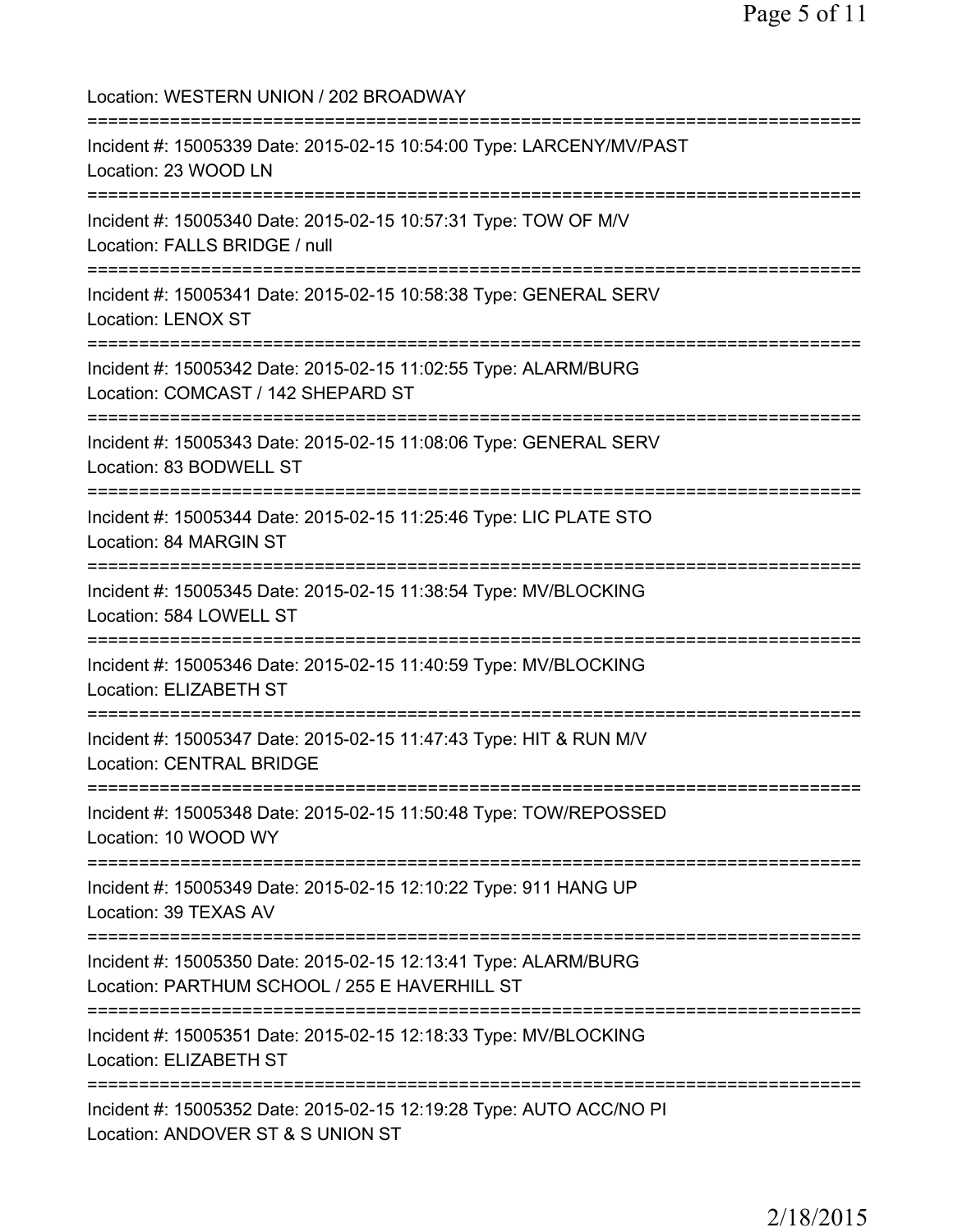Location: WESTERN UNION / 202 BROADWAY

===========================================================================

Incident #: 15005339 Date: 2015-02-15 10:54:00 Type: LARCENY/MV/PAST
Location: 23 WOOD LN

===========================================================================

Incident #: 15005340 Date: 2015-02-15 10:57:31 Type: TOW OF M/V
Location: FALLS BRIDGE / null

===========================================================================

Incident #: 15005341 Date: 2015-02-15 10:58:38 Type: GENERAL SERV
Location: LENOX ST

===========================================================================

Incident #: 15005342 Date: 2015-02-15 11:02:55 Type: ALARM/BURG
Location: COMCAST / 142 SHEPARD ST

===========================================================================

Incident #: 15005343 Date: 2015-02-15 11:08:06 Type: GENERAL SERV
Location: 83 BODWELL ST

===========================================================================

Incident #: 15005344 Date: 2015-02-15 11:25:46 Type: LIC PLATE STO
Location: 84 MARGIN ST

===========================================================================

Incident #: 15005345 Date: 2015-02-15 11:38:54 Type: MV/BLOCKING
Location: 584 LOWELL ST

===========================================================================

Incident #: 15005346 Date: 2015-02-15 11:40:59 Type: MV/BLOCKING
Location: ELIZABETH ST

===========================================================================

Incident #: 15005347 Date: 2015-02-15 11:47:43 Type: HIT & RUN M/V
Location: CENTRAL BRIDGE

===========================================================================

Incident #: 15005348 Date: 2015-02-15 11:50:48 Type: TOW/REPOSSED
Location: 10 WOOD WY

===========================================================================

Incident #: 15005349 Date: 2015-02-15 12:10:22 Type: 911 HANG UP
Location: 39 TEXAS AV

===========================================================================

Incident #: 15005350 Date: 2015-02-15 12:13:41 Type: ALARM/BURG
Location: PARTHUM SCHOOL / 255 E HAVERHILL ST

===========================================================================

Incident #: 15005351 Date: 2015-02-15 12:18:33 Type: MV/BLOCKING
Location: ELIZABETH ST

===========================================================================

Incident #: 15005352 Date: 2015-02-15 12:19:28 Type: AUTO ACC/NO PI
Location: ANDOVER ST & S UNION ST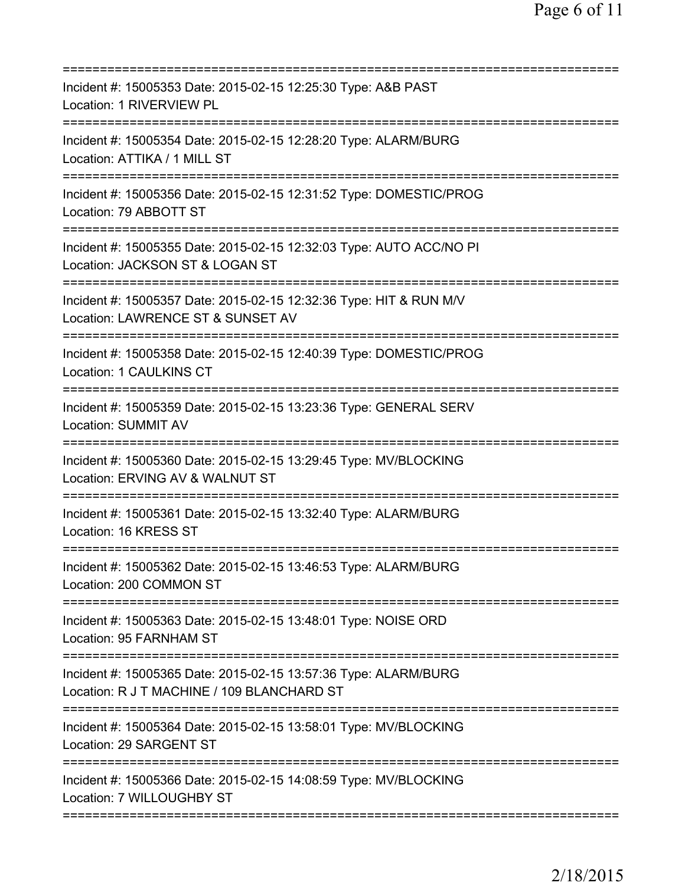===========================================================================
Incident #: 15005353 Date: 2015-02-15 12:25:30 Type: A&B PAST
Location: 1 RIVERVIEW PL
===========================================================================
Incident #: 15005354 Date: 2015-02-15 12:28:20 Type: ALARM/BURG
Location: ATTIKA / 1 MILL ST
===========================================================================
Incident #: 15005356 Date: 2015-02-15 12:31:52 Type: DOMESTIC/PROG
Location: 79 ABBOTT ST
===========================================================================
Incident #: 15005355 Date: 2015-02-15 12:32:03 Type: AUTO ACC/NO PI
Location: JACKSON ST & LOGAN ST
===========================================================================
Incident #: 15005357 Date: 2015-02-15 12:32:36 Type: HIT & RUN M/V
Location: LAWRENCE ST & SUNSET AV
===========================================================================
Incident #: 15005358 Date: 2015-02-15 12:40:39 Type: DOMESTIC/PROG
Location: 1 CAULKINS CT
===========================================================================
Incident #: 15005359 Date: 2015-02-15 13:23:36 Type: GENERAL SERV
Location: SUMMIT AV
===========================================================================
Incident #: 15005360 Date: 2015-02-15 13:29:45 Type: MV/BLOCKING
Location: ERVING AV & WALNUT ST
===========================================================================
Incident #: 15005361 Date: 2015-02-15 13:32:40 Type: ALARM/BURG
Location: 16 KRESS ST
===========================================================================
Incident #: 15005362 Date: 2015-02-15 13:46:53 Type: ALARM/BURG
Location: 200 COMMON ST
===========================================================================
Incident #: 15005363 Date: 2015-02-15 13:48:01 Type: NOISE ORD
Location: 95 FARNHAM ST
===========================================================================
Incident #: 15005365 Date: 2015-02-15 13:57:36 Type: ALARM/BURG
Location: R J T MACHINE / 109 BLANCHARD ST
===========================================================================
Incident #: 15005364 Date: 2015-02-15 13:58:01 Type: MV/BLOCKING
Location: 29 SARGENT ST
===========================================================================
Incident #: 15005366 Date: 2015-02-15 14:08:59 Type: MV/BLOCKING
Location: 7 WILLOUGHBY ST
===========================================================================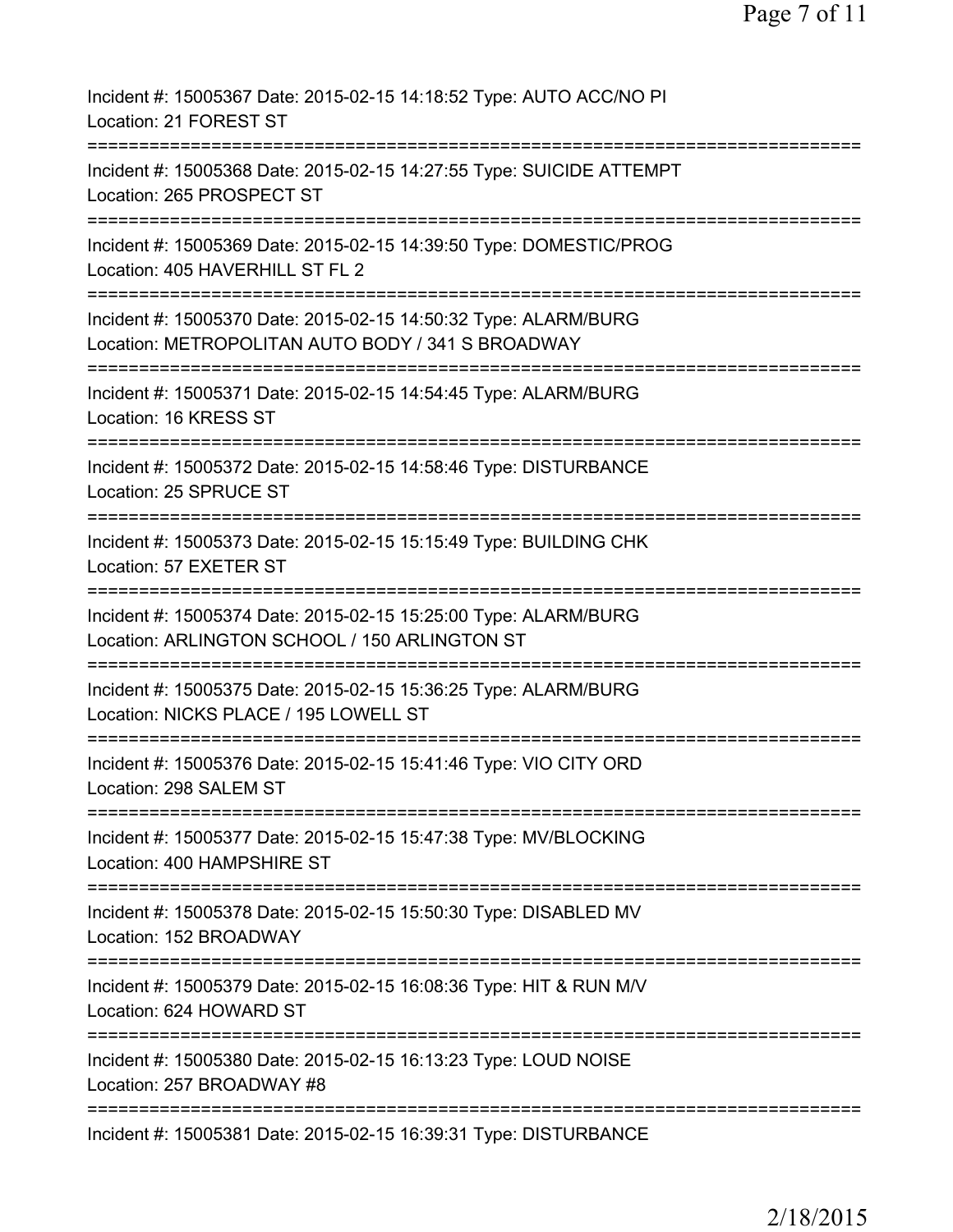Incident #: 15005367 Date: 2015-02-15 14:18:52 Type: AUTO ACC/NO PI
Location: 21 FOREST ST
===========================================================================
Incident #: 15005368 Date: 2015-02-15 14:27:55 Type: SUICIDE ATTEMPT
Location: 265 PROSPECT ST
===========================================================================
Incident #: 15005369 Date: 2015-02-15 14:39:50 Type: DOMESTIC/PROG
Location: 405 HAVERHILL ST FL 2
===========================================================================
Incident #: 15005370 Date: 2015-02-15 14:50:32 Type: ALARM/BURG
Location: METROPOLITAN AUTO BODY / 341 S BROADWAY
===========================================================================
Incident #: 15005371 Date: 2015-02-15 14:54:45 Type: ALARM/BURG
Location: 16 KRESS ST
===========================================================================
Incident #: 15005372 Date: 2015-02-15 14:58:46 Type: DISTURBANCE
Location: 25 SPRUCE ST
===========================================================================
Incident #: 15005373 Date: 2015-02-15 15:15:49 Type: BUILDING CHK
Location: 57 EXETER ST
===========================================================================
Incident #: 15005374 Date: 2015-02-15 15:25:00 Type: ALARM/BURG
Location: ARLINGTON SCHOOL / 150 ARLINGTON ST
===========================================================================
Incident #: 15005375 Date: 2015-02-15 15:36:25 Type: ALARM/BURG
Location: NICKS PLACE / 195 LOWELL ST
===========================================================================
Incident #: 15005376 Date: 2015-02-15 15:41:46 Type: VIO CITY ORD
Location: 298 SALEM ST
===========================================================================
Incident #: 15005377 Date: 2015-02-15 15:47:38 Type: MV/BLOCKING
Location: 400 HAMPSHIRE ST
===========================================================================
Incident #: 15005378 Date: 2015-02-15 15:50:30 Type: DISABLED MV
Location: 152 BROADWAY
===========================================================================
Incident #: 15005379 Date: 2015-02-15 16:08:36 Type: HIT & RUN M/V
Location: 624 HOWARD ST
===========================================================================
Incident #: 15005380 Date: 2015-02-15 16:13:23 Type: LOUD NOISE
Location: 257 BROADWAY #8
===========================================================================
Incident #: 15005381 Date: 2015-02-15 16:39:31 Type: DISTURBANCE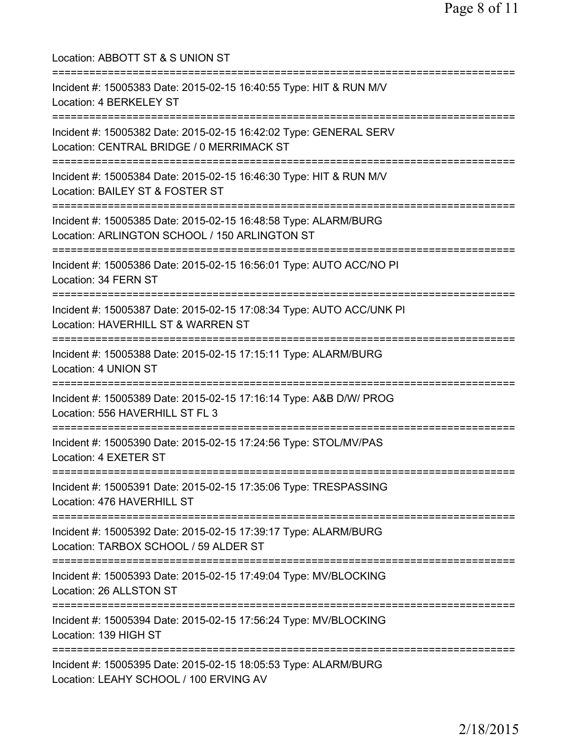Location: ABBOTT ST & S UNION ST

===========================================================================

Incident #: 15005383 Date: 2015-02-15 16:40:55 Type: HIT & RUN M/V
Location: 4 BERKELEY ST

===========================================================================

Incident #: 15005382 Date: 2015-02-15 16:42:02 Type: GENERAL SERV
Location: CENTRAL BRIDGE / 0 MERRIMACK ST

===========================================================================

Incident #: 15005384 Date: 2015-02-15 16:46:30 Type: HIT & RUN M/V
Location: BAILEY ST & FOSTER ST

===========================================================================

Incident #: 15005385 Date: 2015-02-15 16:48:58 Type: ALARM/BURG
Location: ARLINGTON SCHOOL / 150 ARLINGTON ST

===========================================================================

Incident #: 15005386 Date: 2015-02-15 16:56:01 Type: AUTO ACC/NO PI
Location: 34 FERN ST

===========================================================================

Incident #: 15005387 Date: 2015-02-15 17:08:34 Type: AUTO ACC/UNK PI
Location: HAVERHILL ST & WARREN ST

===========================================================================

Incident #: 15005388 Date: 2015-02-15 17:15:11 Type: ALARM/BURG
Location: 4 UNION ST

===========================================================================

Incident #: 15005389 Date: 2015-02-15 17:16:14 Type: A&B D/W/ PROG
Location: 556 HAVERHILL ST FL 3

===========================================================================

Incident #: 15005390 Date: 2015-02-15 17:24:56 Type: STOL/MV/PAS
Location: 4 EXETER ST

===========================================================================

Incident #: 15005391 Date: 2015-02-15 17:35:06 Type: TRESPASSING
Location: 476 HAVERHILL ST

===========================================================================

Incident #: 15005392 Date: 2015-02-15 17:39:17 Type: ALARM/BURG
Location: TARBOX SCHOOL / 59 ALDER ST

===========================================================================

Incident #: 15005393 Date: 2015-02-15 17:49:04 Type: MV/BLOCKING
Location: 26 ALLSTON ST

===========================================================================

Incident #: 15005394 Date: 2015-02-15 17:56:24 Type: MV/BLOCKING
Location: 139 HIGH ST

===========================================================================

Incident #: 15005395 Date: 2015-02-15 18:05:53 Type: ALARM/BURG
Location: LEAHY SCHOOL / 100 ERVING AV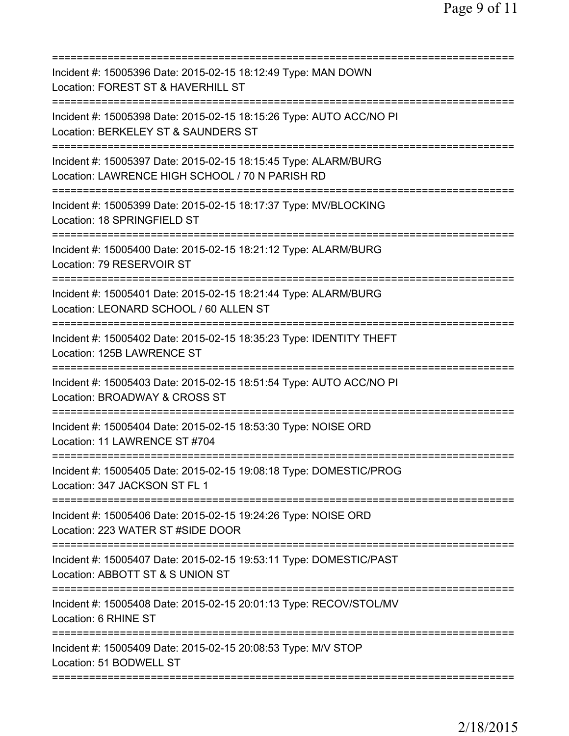===========================================================================
Incident #: 15005396 Date: 2015-02-15 18:12:49 Type: MAN DOWN
Location: FOREST ST & HAVERHILL ST
===========================================================================
Incident #: 15005398 Date: 2015-02-15 18:15:26 Type: AUTO ACC/NO PI
Location: BERKELEY ST & SAUNDERS ST
===========================================================================
Incident #: 15005397 Date: 2015-02-15 18:15:45 Type: ALARM/BURG
Location: LAWRENCE HIGH SCHOOL / 70 N PARISH RD
===========================================================================
Incident #: 15005399 Date: 2015-02-15 18:17:37 Type: MV/BLOCKING
Location: 18 SPRINGFIELD ST
===========================================================================
Incident #: 15005400 Date: 2015-02-15 18:21:12 Type: ALARM/BURG
Location: 79 RESERVOIR ST
===========================================================================
Incident #: 15005401 Date: 2015-02-15 18:21:44 Type: ALARM/BURG
Location: LEONARD SCHOOL / 60 ALLEN ST
===========================================================================
Incident #: 15005402 Date: 2015-02-15 18:35:23 Type: IDENTITY THEFT
Location: 125B LAWRENCE ST
===========================================================================
Incident #: 15005403 Date: 2015-02-15 18:51:54 Type: AUTO ACC/NO PI
Location: BROADWAY & CROSS ST
===========================================================================
Incident #: 15005404 Date: 2015-02-15 18:53:30 Type: NOISE ORD
Location: 11 LAWRENCE ST #704
===========================================================================
Incident #: 15005405 Date: 2015-02-15 19:08:18 Type: DOMESTIC/PROG
Location: 347 JACKSON ST FL 1
===========================================================================
Incident #: 15005406 Date: 2015-02-15 19:24:26 Type: NOISE ORD
Location: 223 WATER ST #SIDE DOOR
===========================================================================
Incident #: 15005407 Date: 2015-02-15 19:53:11 Type: DOMESTIC/PAST
Location: ABBOTT ST & S UNION ST
===========================================================================
Incident #: 15005408 Date: 2015-02-15 20:01:13 Type: RECOV/STOL/MV
Location: 6 RHINE ST
===========================================================================
Incident #: 15005409 Date: 2015-02-15 20:08:53 Type: M/V STOP
Location: 51 BODWELL ST
===========================================================================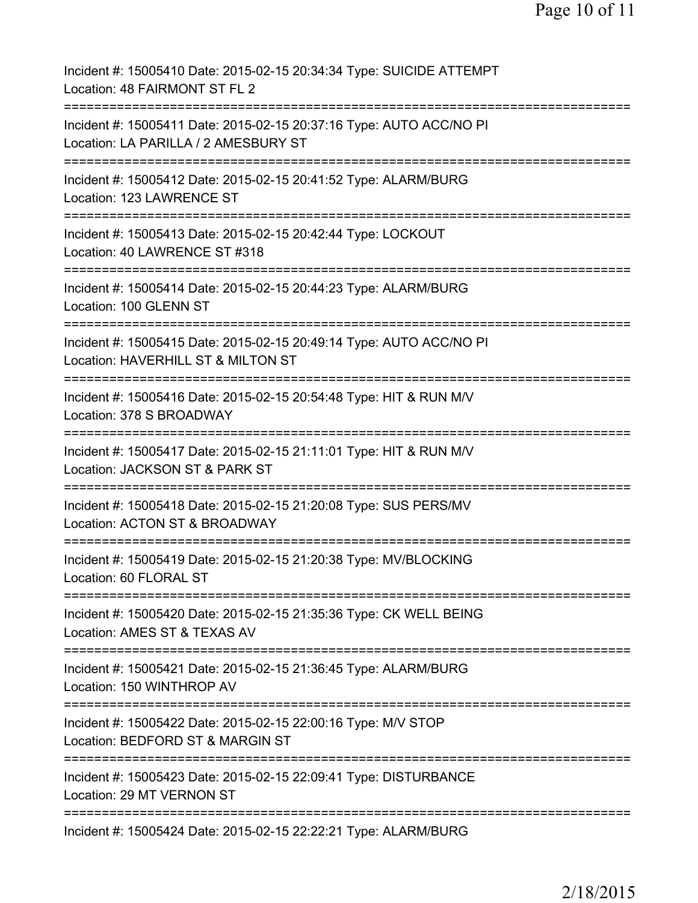Incident #: 15005410 Date: 2015-02-15 20:34:34 Type: SUICIDE ATTEMPT
Location: 48 FAIRMONT ST FL 2
===========================================================================
Incident #: 15005411 Date: 2015-02-15 20:37:16 Type: AUTO ACC/NO PI
Location: LA PARILLA / 2 AMESBURY ST
===========================================================================
Incident #: 15005412 Date: 2015-02-15 20:41:52 Type: ALARM/BURG
Location: 123 LAWRENCE ST
===========================================================================
Incident #: 15005413 Date: 2015-02-15 20:42:44 Type: LOCKOUT
Location: 40 LAWRENCE ST #318
===========================================================================
Incident #: 15005414 Date: 2015-02-15 20:44:23 Type: ALARM/BURG
Location: 100 GLENN ST
===========================================================================
Incident #: 15005415 Date: 2015-02-15 20:49:14 Type: AUTO ACC/NO PI
Location: HAVERHILL ST & MILTON ST
===========================================================================
Incident #: 15005416 Date: 2015-02-15 20:54:48 Type: HIT & RUN M/V
Location: 378 S BROADWAY
===========================================================================
Incident #: 15005417 Date: 2015-02-15 21:11:01 Type: HIT & RUN M/V
Location: JACKSON ST & PARK ST
===========================================================================
Incident #: 15005418 Date: 2015-02-15 21:20:08 Type: SUS PERS/MV
Location: ACTON ST & BROADWAY
===========================================================================
Incident #: 15005419 Date: 2015-02-15 21:20:38 Type: MV/BLOCKING
Location: 60 FLORAL ST
===========================================================================
Incident #: 15005420 Date: 2015-02-15 21:35:36 Type: CK WELL BEING
Location: AMES ST & TEXAS AV
===========================================================================
Incident #: 15005421 Date: 2015-02-15 21:36:45 Type: ALARM/BURG
Location: 150 WINTHROP AV
===========================================================================
Incident #: 15005422 Date: 2015-02-15 22:00:16 Type: M/V STOP
Location: BEDFORD ST & MARGIN ST
===========================================================================
Incident #: 15005423 Date: 2015-02-15 22:09:41 Type: DISTURBANCE
Location: 29 MT VERNON ST
===========================================================================
Incident #: 15005424 Date: 2015-02-15 22:22:21 Type: ALARM/BURG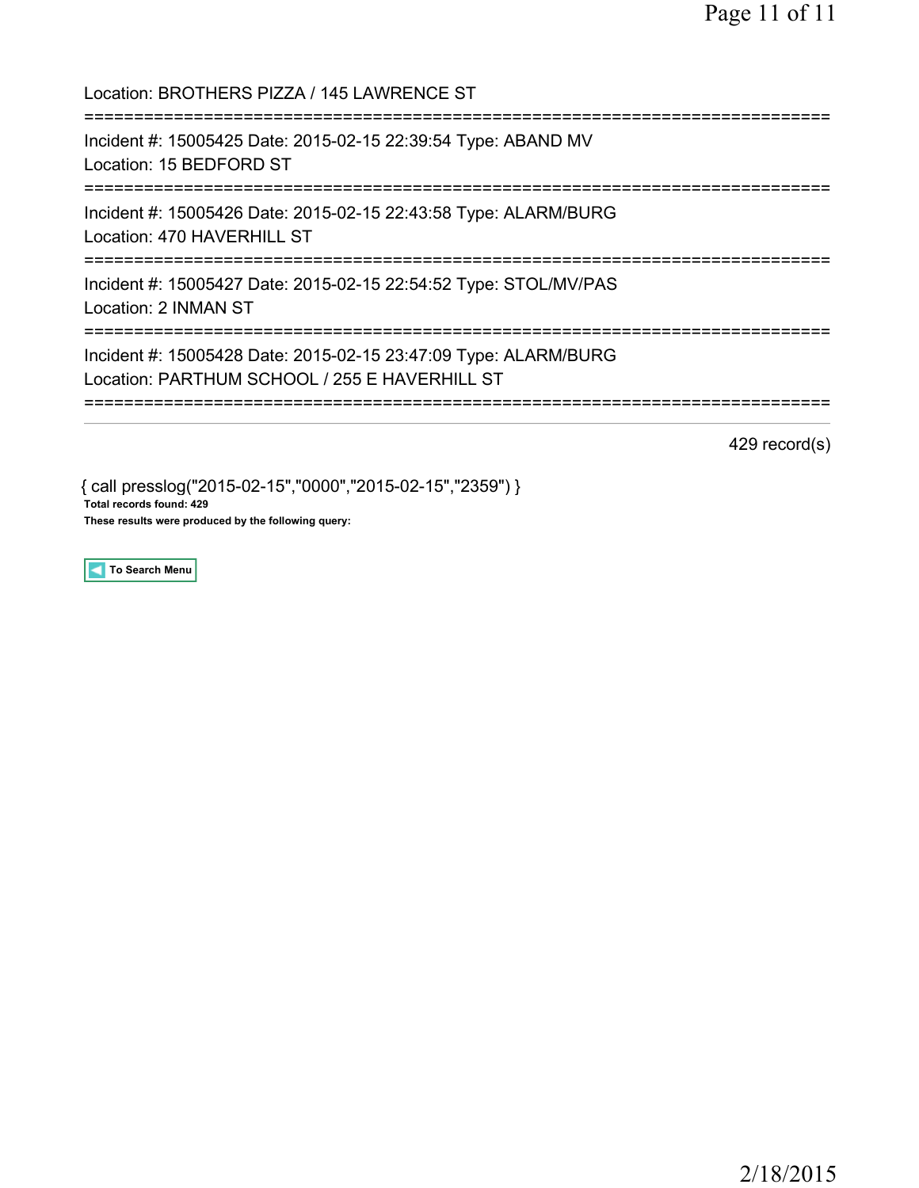Location: BROTHERS PIZZA / 145 LAWRENCE ST

===========================================================================

Incident #: 15005425 Date: 2015-02-15 22:39:54 Type: ABAND MV

Location: 15 BEDFORD ST

===========================================================================

Incident #: 15005426 Date: 2015-02-15 22:43:58 Type: ALARM/BURG

Location: 470 HAVERHILL ST

===========================================================================

Incident #: 15005427 Date: 2015-02-15 22:54:52 Type: STOL/MV/PAS

Location: 2 INMAN ST

===========================================================================

Incident #: 15005428 Date: 2015-02-15 23:47:09 Type: ALARM/BURG

Location: PARTHUM SCHOOL / 255 E HAVERHILL ST

===========================================================================

429 record(s)

{ call presslog("2015-02-15","0000","2015-02-15","2359") }

**Total records found: 429**

**These results were produced by the following query:**

To Search Menu

2/18/2015